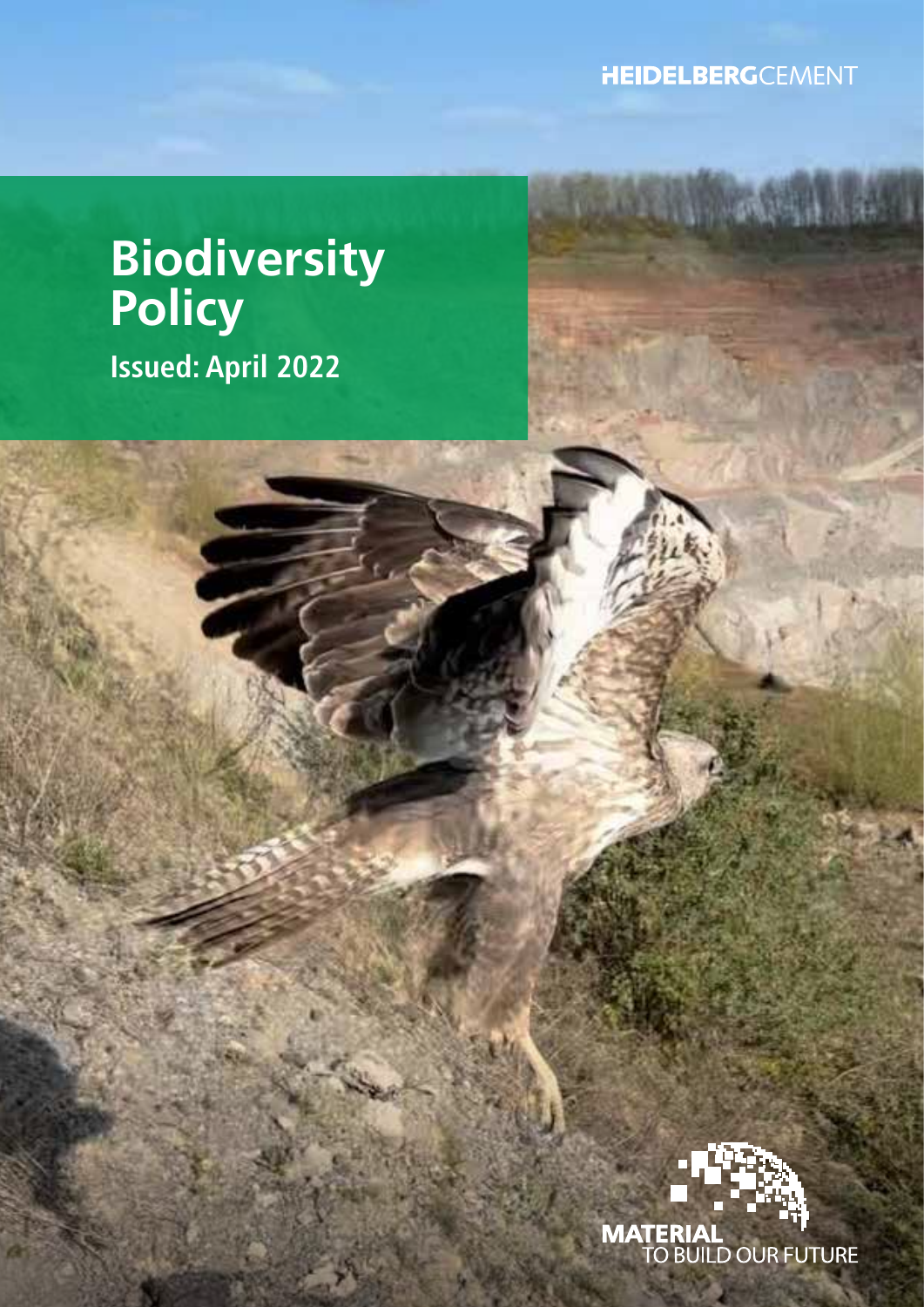HEIDELBERGCEMENT

# Biodiversity Policy

**Issued: April 2022**

MATERIAL
TO BUILD OUR FUTURE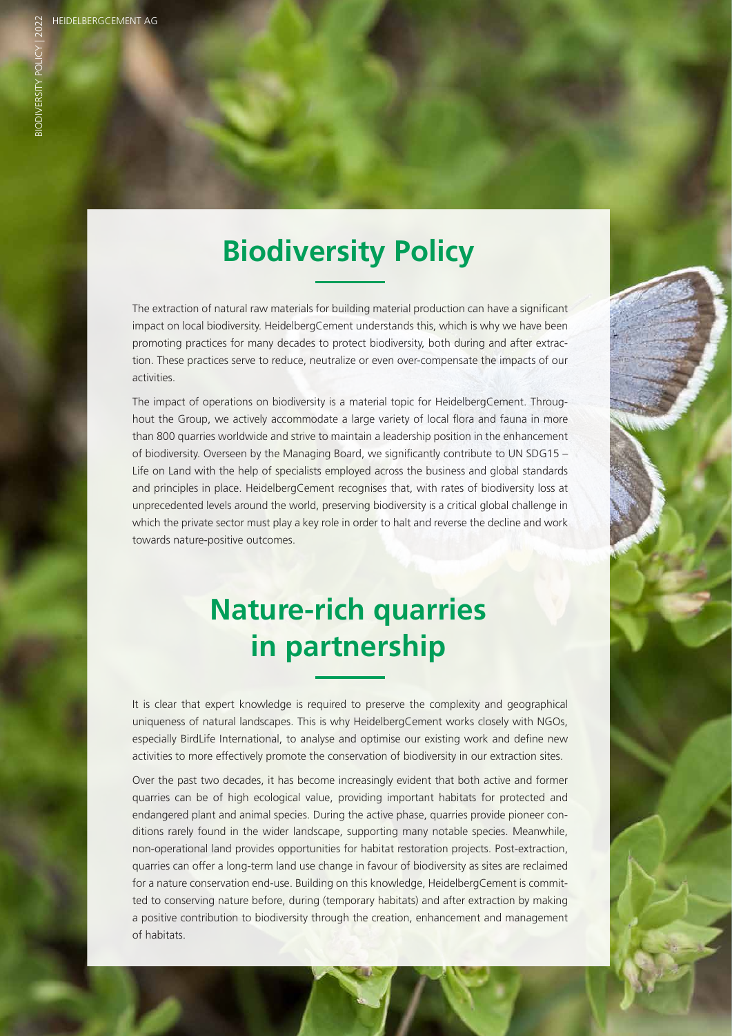# Biodiversity Policy

The extraction of natural raw materials for building material production can have a significant impact on local biodiversity. HeidelbergCement understands this, which is why we have been promoting practices for many decades to protect biodiversity, both during and after extraction. These practices serve to reduce, neutralize or even over-compensate the impacts of our activities.

The impact of operations on biodiversity is a material topic for HeidelbergCement. Throughout the Group, we actively accommodate a large variety of local flora and fauna in more than 800 quarries worldwide and strive to maintain a leadership position in the enhancement of biodiversity. Overseen by the Managing Board, we significantly contribute to UN SDG15 – Life on Land with the help of specialists employed across the business and global standards and principles in place. HeidelbergCement recognises that, with rates of biodiversity loss at unprecedented levels around the world, preserving biodiversity is a critical global challenge in which the private sector must play a key role in order to halt and reverse the decline and work towards nature-positive outcomes.

# Nature-rich quarries in partnership

It is clear that expert knowledge is required to preserve the complexity and geographical uniqueness of natural landscapes. This is why HeidelbergCement works closely with NGOs, especially BirdLife International, to analyse and optimise our existing work and define new activities to more effectively promote the conservation of biodiversity in our extraction sites.

Over the past two decades, it has become increasingly evident that both active and former quarries can be of high ecological value, providing important habitats for protected and endangered plant and animal species. During the active phase, quarries provide pioneer conditions rarely found in the wider landscape, supporting many notable species. Meanwhile, non-operational land provides opportunities for habitat restoration projects. Post-extraction, quarries can offer a long-term land use change in favour of biodiversity as sites are reclaimed for a nature conservation end-use. Building on this knowledge, HeidelbergCement is committed to conserving nature before, during (temporary habitats) and after extraction by making a positive contribution to biodiversity through the creation, enhancement and management of habitats.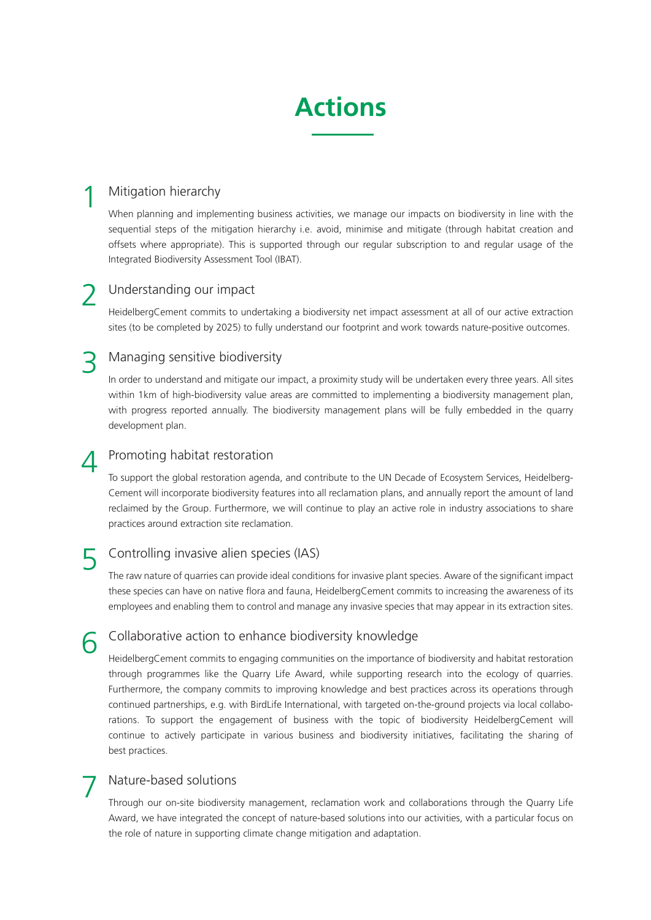# Actions

## 1 Mitigation hierarchy

When planning and implementing business activities, we manage our impacts on biodiversity in line with the sequential steps of the mitigation hierarchy i.e. avoid, minimise and mitigate (through habitat creation and offsets where appropriate). This is supported through our regular subscription to and regular usage of the Integrated Biodiversity Assessment Tool (IBAT).

## 2 Understanding our impact

HeidelbergCement commits to undertaking a biodiversity net impact assessment at all of our active extraction sites (to be completed by 2025) to fully understand our footprint and work towards nature-positive outcomes.

## 3 Managing sensitive biodiversity

In order to understand and mitigate our impact, a proximity study will be undertaken every three years. All sites within 1km of high-biodiversity value areas are committed to implementing a biodiversity management plan, with progress reported annually. The biodiversity management plans will be fully embedded in the quarry development plan.

## 4 Promoting habitat restoration

To support the global restoration agenda, and contribute to the UN Decade of Ecosystem Services, HeidelbergCement will incorporate biodiversity features into all reclamation plans, and annually report the amount of land reclaimed by the Group. Furthermore, we will continue to play an active role in industry associations to share practices around extraction site reclamation.

## 5 Controlling invasive alien species (IAS)

The raw nature of quarries can provide ideal conditions for invasive plant species. Aware of the significant impact these species can have on native flora and fauna, HeidelbergCement commits to increasing the awareness of its employees and enabling them to control and manage any invasive species that may appear in its extraction sites.

## 6 Collaborative action to enhance biodiversity knowledge

HeidelbergCement commits to engaging communities on the importance of biodiversity and habitat restoration through programmes like the Quarry Life Award, while supporting research into the ecology of quarries. Furthermore, the company commits to improving knowledge and best practices across its operations through continued partnerships, e.g. with BirdLife International, with targeted on-the-ground projects via local collaborations. To support the engagement of business with the topic of biodiversity HeidelbergCement will continue to actively participate in various business and biodiversity initiatives, facilitating the sharing of best practices.

## 7 Nature-based solutions

Through our on-site biodiversity management, reclamation work and collaborations through the Quarry Life Award, we have integrated the concept of nature-based solutions into our activities, with a particular focus on the role of nature in supporting climate change mitigation and adaptation.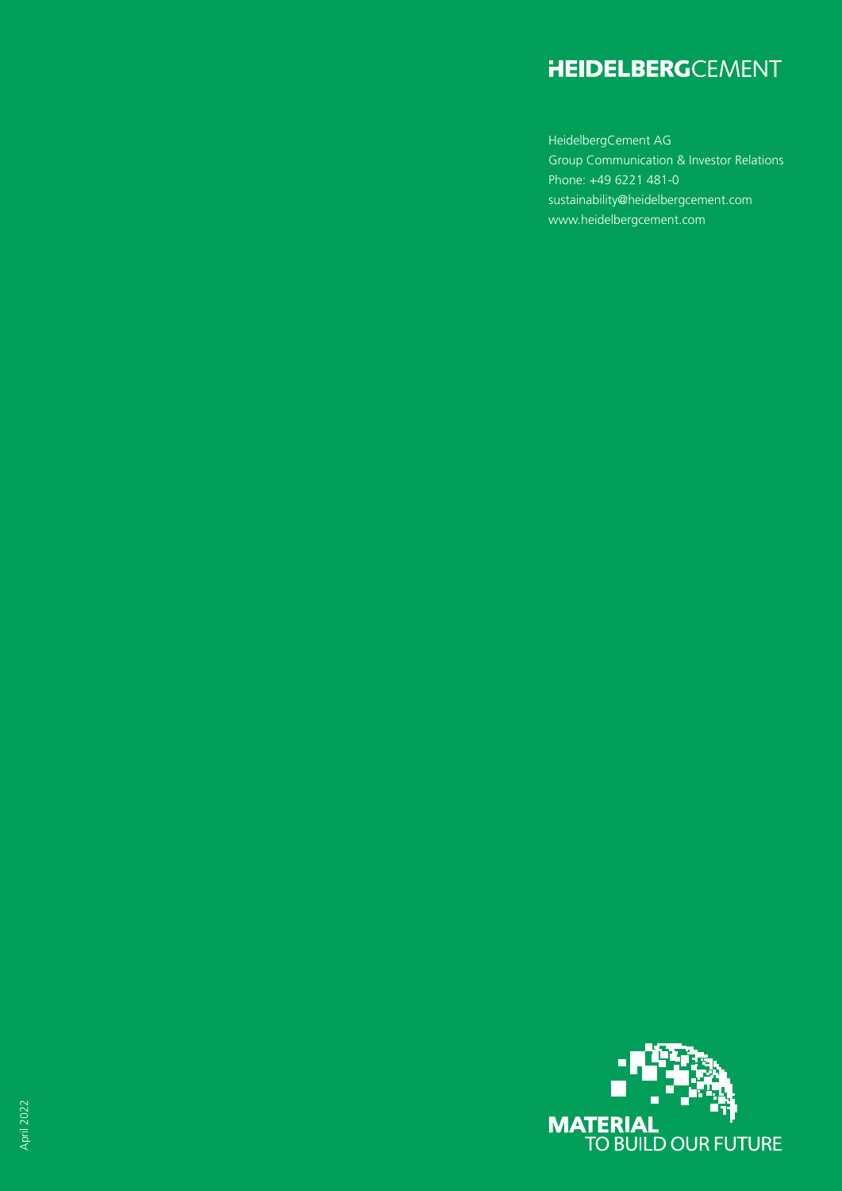HEIDELBERGCEMENT

HeidelbergCement AG
Group Communication & Investor Relations
Phone: +49 6221 481-0
sustainability@heidelbergcement.com
www.heidelbergcement.com

April 2022

MATERIAL
TO BUILD OUR FUTURE